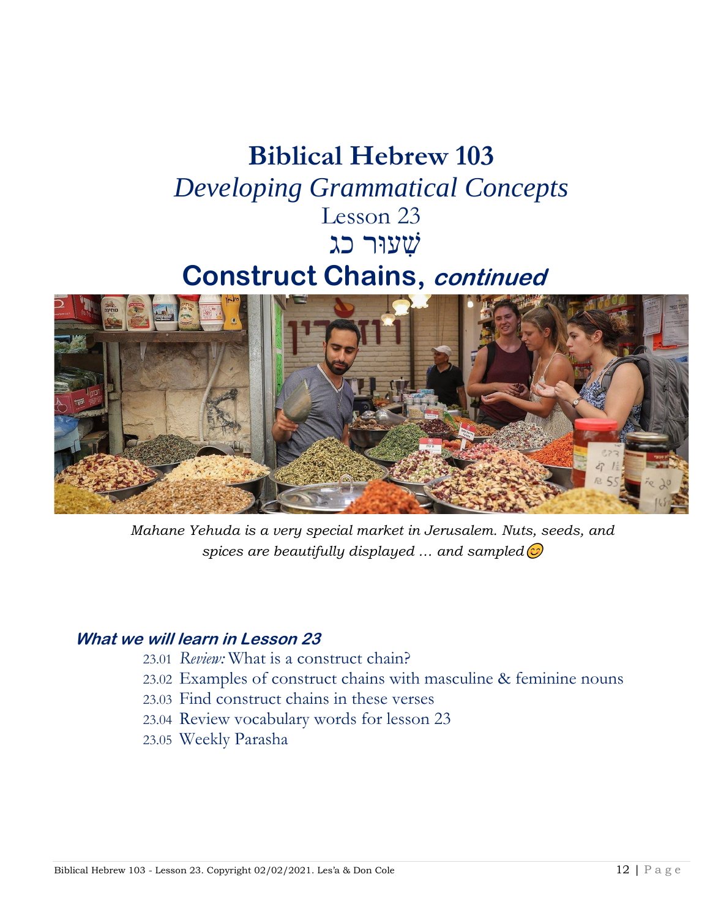# Biblical Hebrew 103

*Developing Grammatical Concepts*

Lesson 23

שִׁעוּר כג

## Construct Chains, *continued*

*Mahane Yehuda is a very special market in Jerusalem. Nuts, seeds, and spices are beautifully displayed … and sampled😊*

### *What we will learn in Lesson 23*

- 23.01 *Review:* What is a construct chain?
- 23.02 Examples of construct chains with masculine & feminine nouns
- 23.03 Find construct chains in these verses
- 23.04 Review vocabulary words for lesson 23
- 23.05 Weekly Parasha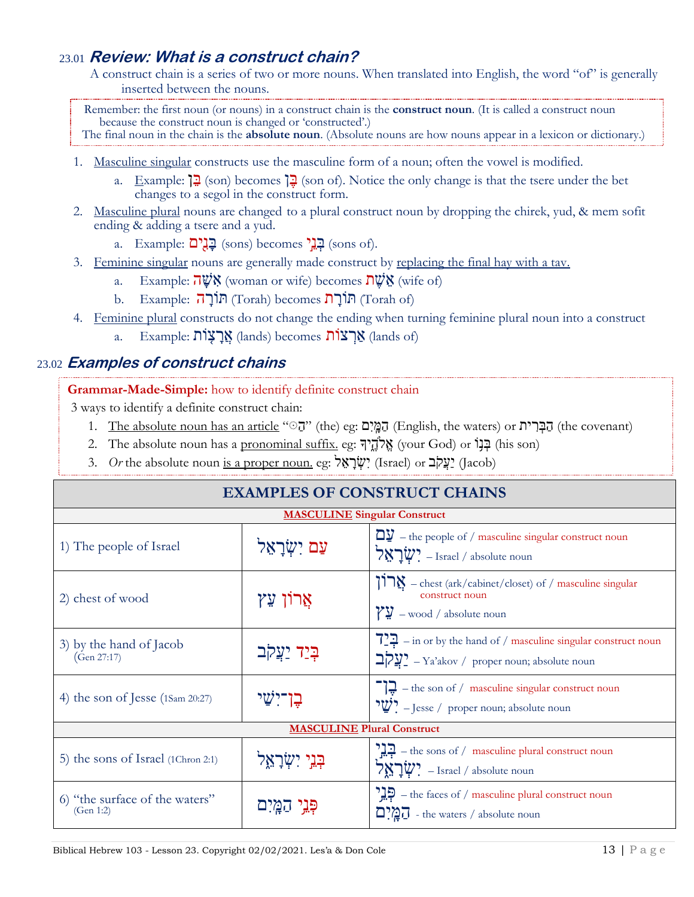## 23.01 *Review: What is a construct chain?*

A construct chain is a series of two or more nouns. When translated into English, the word "of" is generally inserted between the nouns.

> Remember: the first noun (or nouns) in a construct chain is the **construct noun**. (It is called a construct noun because the construct noun is changed or 'constructed'.)
> The final noun in the chain is the **absolute noun**. (Absolute nouns are how nouns appear in a lexicon or dictionary.)

1. Masculine singular constructs use the masculine form of a noun; often the vowel is modified.
   a. Example: בֵּן (son) becomes בֶּן (son of). Notice the only change is that the tsere under the bet changes to a segol in the construct form.
2. Masculine plural nouns are changed to a plural construct noun by dropping the chirek, yud, & mem sofit ending & adding a tsere and a yud.
   a. Example: בָּנִים (sons) becomes בְּנֵי (sons of).
3. Feminine singular nouns are generally made construct by replacing the final hay with a tav.
   a. Example: אִשָּׁה (woman or wife) becomes אֵשֶׁת (wife of)
   b. Example: תּוֹרָה (Torah) becomes תּוֹרַת (Torah of)
4. Feminine plural constructs do not change the ending when turning feminine plural noun into a construct
   a. Example: אֲרָצוֹת (lands) becomes אַרְצוֹת (lands of)

## 23.02 *Examples of construct chains*

> **Grammar-Made-Simple:** how to identify definite construct chain
>
> 3 ways to identify a definite construct chain:
> 1. The absolute noun has an article "הַ" (the) eg: הַמָּיִם (English, the waters) or הַבְּרִית (the covenant)
> 2. The absolute noun has a pronominal suffix. eg: אֱלֹהֶיךָ (your God) or בְּנוֹ (his son)
> 3. *Or* the absolute noun is a proper noun. eg: יִשְׂרָאֵל (Israel) or יַעֲקֹב (Jacob)

| EXAMPLES OF CONSTRUCT CHAINS | | |
|---|---|---|
| **MASCULINE Singular Construct** | | |
| 1) The people of Israel | עַם יִשְׂרָאֵל | עַם – the people of / masculine singular construct noun<br>יִשְׂרָאֵל – Israel / absolute noun |
| 2) chest of wood | אֲרוֹן עֵץ | אֲרוֹן – chest (ark/cabinet/closet) of / masculine singular construct noun<br>עֵץ – wood / absolute noun |
| 3) by the hand of Jacob (Gen 27:17) | בְּיַד יַעֲקֹב | בְּיַד – in or by the hand of / masculine singular construct noun<br>יַעֲקֹב – Ya'akov / proper noun; absolute noun |
| 4) the son of Jesse (1Sam 20:27) | בֶן־יִשַׁי | בֶן־ – the son of / masculine singular construct noun<br>יִשַׁי – Jesse / proper noun; absolute noun |
| **MASCULINE Plural Construct** | | |
| 5) the sons of Israel (1Chron 2:1) | בְּנֵי יִשְׂרָאֵל | בְּנֵי – the sons of / masculine plural construct noun<br>יִשְׂרָאֵל – Israel / absolute noun |
| 6) "the surface of the waters" (Gen 1:2) | פְּנֵי הַמָּיִם | פְּנֵי – the faces of / masculine plural construct noun<br>הַמָּיִם - the waters / absolute noun |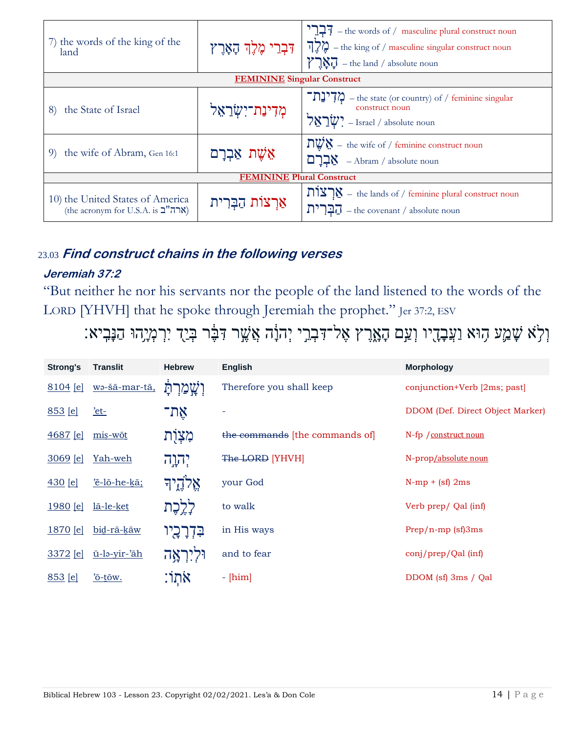| | | |
|---|---|---|
| 7) the words of the king of the land | דִּבְרֵי מֶלֶךְ הָאָרֶץ | דִּבְרֵי – the words of / masculine plural construct noun<br>מֶלֶךְ – the king of / masculine singular construct noun<br>הָאָרֶץ – the land / absolute noun |
| **FEMININE Singular Construct** | | |
| 8) the State of Israel | מְדִינַת־יִשְׂרָאֵל | מְדִינַת־ – the state (or country) of / feminine singular construct noun<br>יִשְׂרָאֵל – Israel / absolute noun |
| 9) the wife of Abram, Gen 16:1 | אֵשֶׁת אַבְרָם | אֵשֶׁת – the wife of / feminine construct noun<br>אַבְרָם – Abram / absolute noun |
| **FEMININE Plural Construct** | | |
| 10) the United States of America (the acronym for U.S.A. is ארה"ב) | אַרְצוֹת הַבְּרִית | אַרְצוֹת – the lands of / feminine plural construct noun<br>הַבְּרִית – the covenant / absolute noun |

23.03 ***Find construct chains in the following verses***

***Jeremiah 37:2***

"But neither he nor his servants nor the people of the land listened to the words of the LORD [YHVH] that he spoke through Jeremiah the prophet." Jer 37:2, ESV

וְלֹא שָׁמַע הוּא וַעֲבָדָיו וְעַם הָאָרֶץ אֶל־דִּבְרֵי יְהוָה אֲשֶׁר דִּבֶּר בְּיַד יִרְמְיָהוּ הַנָּבִיא׃

| Strong's | Translit | Hebrew | English | Morphology |
|---|---|---|---|---|
| 8104 [e] | wə-šā-mar-tā, | וְשָׁמַרְתָּ֙ | Therefore you shall keep | conjunction+Verb [2ms; past] |
| 853 [e] | 'et- | אֶת־ | - | DDOM (Def. Direct Object Marker) |
| 4687 [e] | miṣ-wōt | מִצְוֺת | ~~the commands~~ [the commands of] | N-fp / construct noun |
| 3069 [e] | Yah-weh | יְהוָ֣ה | ~~The LORD~~ [YHVH] | N-prop/absolute noun |
| 430 [e] | 'ĕ-lō-he-ḵā; | אֱלֹהֶ֑יךָ | your God | N-mp + (sf) 2ms |
| 1980 [e] | lā-le-ket | לָלֶ֥כֶת | to walk | Verb prep/ Qal (inf) |
| 1870 [e] | biḏ-rā-ḵāw | בִּדְרָכָ֖יו | in His ways | Prep/n-mp (sf)3ms |
| 3372 [e] | ū-lə-yir-'āh | וּלְיִרְאָ֥ה | and to fear | conj/prep/Qal (inf) |
| 853 [e] | 'ō-tōw. | אֹתֽוֹ׃ | - [him] | DDOM (sf) 3ms / Qal |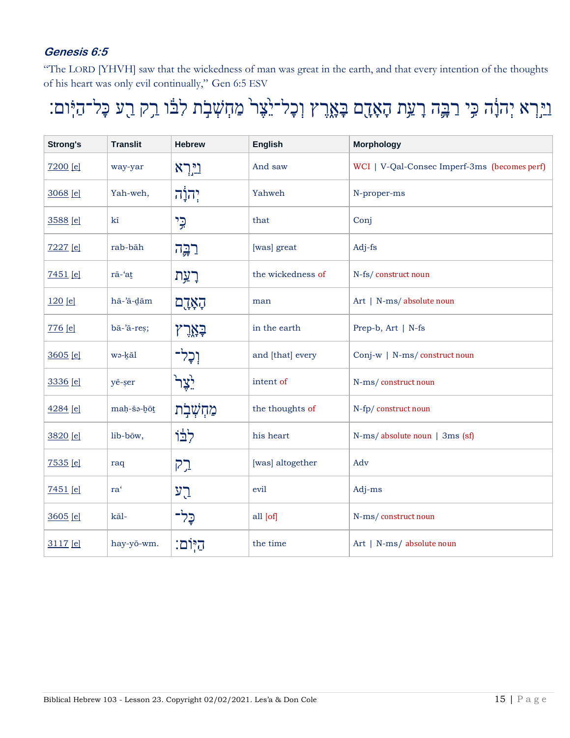### *Genesis 6:5*

"The LORD [YHVH] saw that the wickedness of man was great in the earth, and that every intention of the thoughts of his heart was only evil continually," Gen 6:5 ESV

וַיַּ֣רְא יְהוָ֔ה כִּ֥י רַבָּ֛ה רָעַ֥ת הָאָדָ֖ם בָּאָ֑רֶץ וְכָל־יֵ֙צֶר֙ מַחְשְׁבֹ֣ת לִבּ֔וֹ רַ֥ק רַ֖ע כָּל־הַיּֽוֹם׃

| Strong's | Translit | Hebrew | English | Morphology |
|---|---|---|---|---|
| 7200 [e] | way-yar | וַיַּ֣רְא | And saw | WCI \| V-Qal-Consec Imperf-3ms (becomes perf) |
| 3068 [e] | Yah-weh, | יְהוָ֔ה | Yahweh | N-proper-ms |
| 3588 [e] | kî | כִּ֥י | that | Conj |
| 7227 [e] | rab-bāh | רַבָּ֛ה | [was] great | Adj-fs |
| 7451 [e] | rā-‘aṯ | רָעַ֥ת | the wickedness of | N-fs/ construct noun |
| 120 [e] | hā-’ā-ḏām | הָאָדָ֖ם | man | Art \| N-ms/ absolute noun |
| 776 [e] | bā-’ā-reṣ; | בָּאָ֑רֶץ | in the earth | Prep-b, Art \| N-fs |
| 3605 [e] | wə-ḵāl | וְכָל־ | and [that] every | Conj-w \| N-ms/ construct noun |
| 3336 [e] | yê-ṣer | יֵ֙צֶר֙ | intent of | N-ms/ construct noun |
| 4284 [e] | maḥ-šə-ḇōṯ | מַחְשְׁבֹ֣ת | the thoughts of | N-fp/ construct noun |
| 3820 [e] | lib-bōw, | לִבּ֔וֹ | his heart | N-ms/ absolute noun \| 3ms (sf) |
| 7535 [e] | raq | רַ֥ק | [was] altogether | Adv |
| 7451 [e] | ra‘ | רַ֖ע | evil | Adj-ms |
| 3605 [e] | kāl- | כָּל־ | all [of] | N-ms/ construct noun |
| 3117 [e] | hay-yō-wm. | הַיּֽוֹם׃ | the time | Art \| N-ms/ absolute noun |

Biblical Hebrew 103 - Lesson 23. Copyright 02/02/2021. Les'a & Don Cole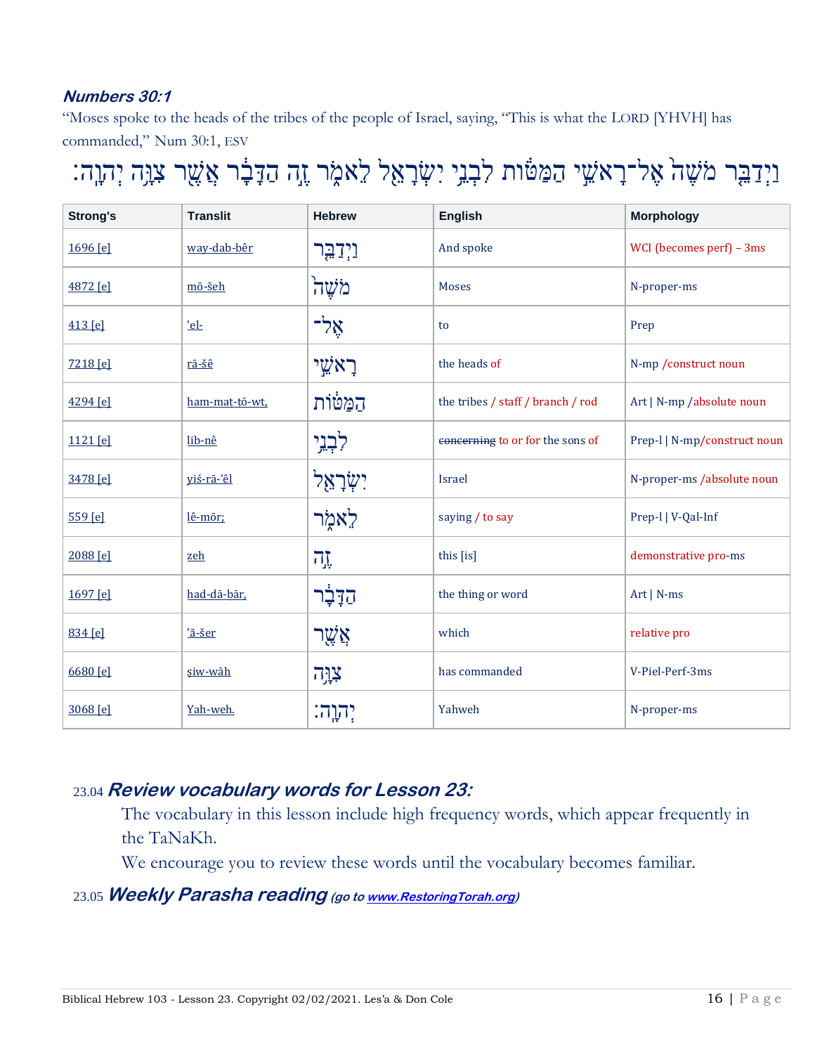### *Numbers 30:1*

"Moses spoke to the heads of the tribes of the people of Israel, saying, "This is what the LORD [YHVH] has commanded," Num 30:1, ESV

וַיְדַבֵּר מֹשֶׁה֙ אֶל־רָאשֵׁ֣י הַמַּטּ֔וֹת לִבְנֵ֥י יִשְׂרָאֵ֖ל לֵאמֹ֑ר זֶ֣ה הַדָּבָ֔ר אֲשֶׁ֖ר צִוָּ֥ה יְהוָֽה׃

| Strong's | Translit | Hebrew | English | Morphology |
|---|---|---|---|---|
| 1696 [e] | way-dab-bêr | וַיְדַבֵּ֤ר | And spoke | WCI (becomes perf) – 3ms |
| 4872 [e] | mō-šeh | מֹשֶׁה֙ | Moses | N-proper-ms |
| 413 [e] | 'el- | אֶל־ | to | Prep |
| 7218 [e] | rā-šê | רָאשֵׁ֣י | the heads of | N-mp /construct noun |
| 4294 [e] | ham-maṭ-ṭō-wt, | הַמַּטּ֔וֹת | the tribes / staff / branch / rod | Art \| N-mp /absolute noun |
| 1121 [e] | lib-nê | לִבְנֵ֥י | ~~concerning~~ to or for the sons of | Prep-l \| N-mp/construct noun |
| 3478 [e] | yiś-rā-'êl | יִשְׂרָאֵ֖ל | Israel | N-proper-ms /absolute noun |
| 559 [e] | lê-mōr; | לֵאמֹ֑ר | saying / to say | Prep-l \| V-Qal-Inf |
| 2088 [e] | zeh | זֶ֣ה | this [is] | demonstrative pro-ms |
| 1697 [e] | had-dā-bār, | הַדָּבָ֔ר | the thing or word | Art \| N-ms |
| 834 [e] | 'ă-šer | אֲשֶׁ֖ר | which | relative pro |
| 6680 [e] | ṣiw-wāh | צִוָּ֥ה | has commanded | V-Piel-Perf-3ms |
| 3068 [e] | Yah-weh. | יְהוָֽה׃ | Yahweh | N-proper-ms |

### 23.04 *Review vocabulary words for Lesson 23:*

The vocabulary in this lesson include high frequency words, which appear frequently in the TaNaKh.

We encourage you to review these words until the vocabulary becomes familiar.

### 23.05 *Weekly Parasha reading* *(go to www.RestoringTorah.org)*